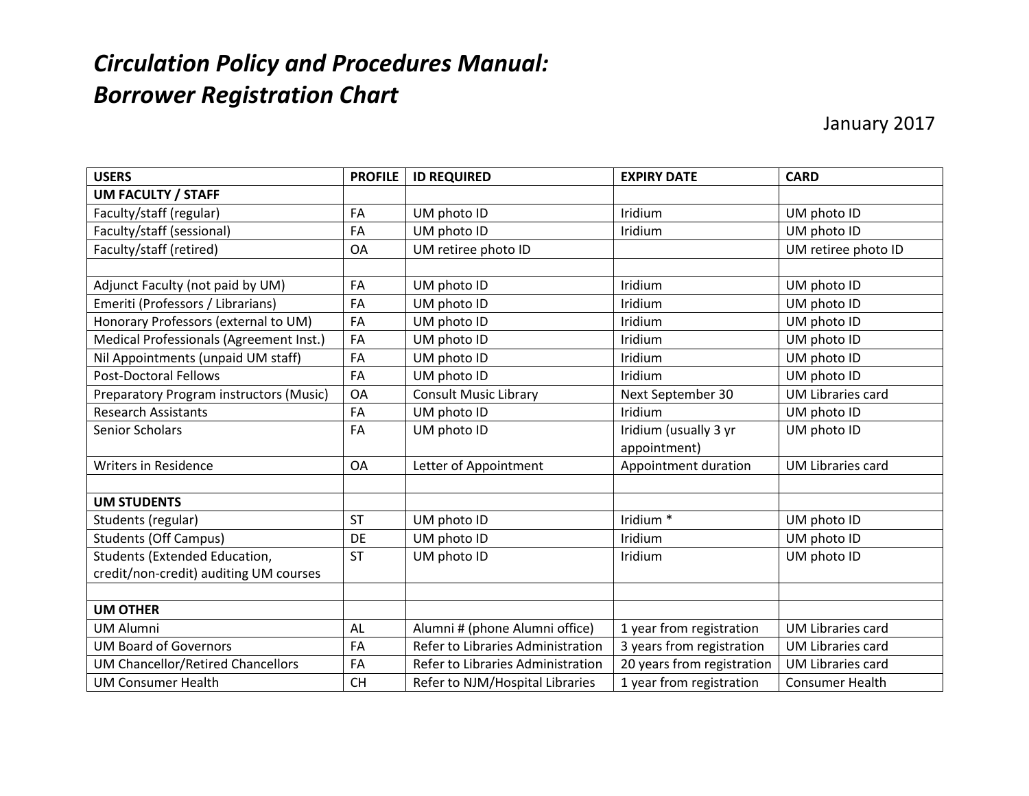# *Circulation Policy and Procedures Manual: Borrower Registration Chart*

January 2017

| USERS | PROFILE | ID REQUIRED | EXPIRY DATE | CARD |
|---|---|---|---|---|
| **UM FACULTY / STAFF** | | | | |
| Faculty/staff (regular) | FA | UM photo ID | Iridium | UM photo ID |
| Faculty/staff (sessional) | FA | UM photo ID | Iridium | UM photo ID |
| Faculty/staff (retired) | OA | UM retiree photo ID | | UM retiree photo ID |
| | | | | |
| Adjunct Faculty (not paid by UM) | FA | UM photo ID | Iridium | UM photo ID |
| Emeriti (Professors / Librarians) | FA | UM photo ID | Iridium | UM photo ID |
| Honorary Professors (external to UM) | FA | UM photo ID | Iridium | UM photo ID |
| Medical Professionals (Agreement Inst.) | FA | UM photo ID | Iridium | UM photo ID |
| Nil Appointments (unpaid UM staff) | FA | UM photo ID | Iridium | UM photo ID |
| Post-Doctoral Fellows | FA | UM photo ID | Iridium | UM photo ID |
| Preparatory Program instructors (Music) | OA | Consult Music Library | Next September 30 | UM Libraries card |
| Research Assistants | FA | UM photo ID | Iridium | UM photo ID |
| Senior Scholars | FA | UM photo ID | Iridium (usually 3 yr appointment) | UM photo ID |
| Writers in Residence | OA | Letter of Appointment | Appointment duration | UM Libraries card |
| | | | | |
| **UM STUDENTS** | | | | |
| Students (regular) | ST | UM photo ID | Iridium * | UM photo ID |
| Students (Off Campus) | DE | UM photo ID | Iridium | UM photo ID |
| Students (Extended Education, credit/non-credit) auditing UM courses | ST | UM photo ID | Iridium | UM photo ID |
| | | | | |
| **UM OTHER** | | | | |
| UM Alumni | AL | Alumni # (phone Alumni office) | 1 year from registration | UM Libraries card |
| UM Board of Governors | FA | Refer to Libraries Administration | 3 years from registration | UM Libraries card |
| UM Chancellor/Retired Chancellors | FA | Refer to Libraries Administration | 20 years from registration | UM Libraries card |
| UM Consumer Health | CH | Refer to NJM/Hospital Libraries | 1 year from registration | Consumer Health |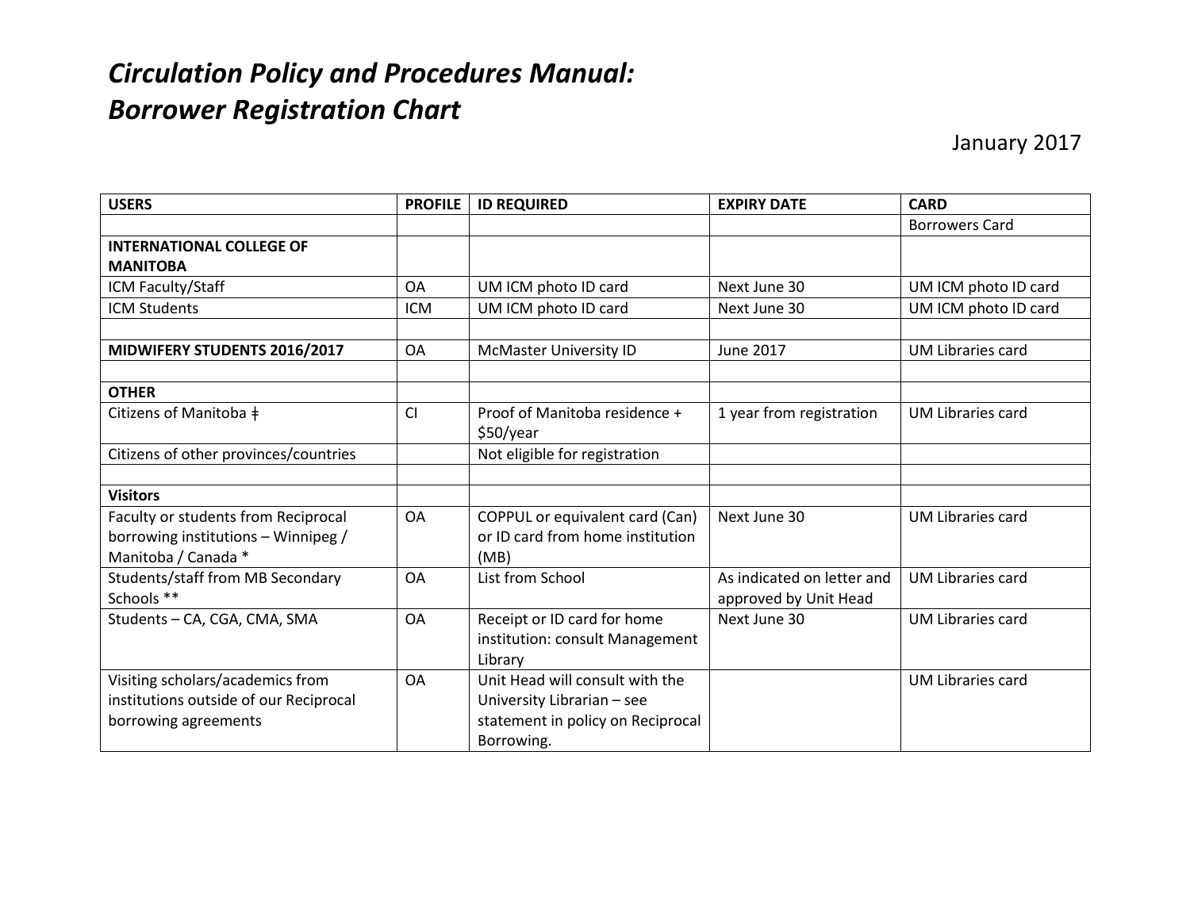# *Circulation Policy and Procedures Manual: Borrower Registration Chart*

January 2017

| USERS | PROFILE | ID REQUIRED | EXPIRY DATE | CARD |
|---|---|---|---|---|
| | | | | Borrowers Card |
| **INTERNATIONAL COLLEGE OF MANITOBA** | | | | |
| ICM Faculty/Staff | OA | UM ICM photo ID card | Next June 30 | UM ICM photo ID card |
| ICM Students | ICM | UM ICM photo ID card | Next June 30 | UM ICM photo ID card |
| | | | | |
| **MIDWIFERY STUDENTS 2016/2017** | OA | McMaster University ID | June 2017 | UM Libraries card |
| | | | | |
| **OTHER** | | | | |
| Citizens of Manitoba ǂ | CI | Proof of Manitoba residence + $50/year | 1 year from registration | UM Libraries card |
| Citizens of other provinces/countries | | Not eligible for registration | | |
| | | | | |
| **Visitors** | | | | |
| Faculty or students from Reciprocal borrowing institutions – Winnipeg / Manitoba / Canada * | OA | COPPUL or equivalent card (Can) or ID card from home institution (MB) | Next June 30 | UM Libraries card |
| Students/staff from MB Secondary Schools ** | OA | List from School | As indicated on letter and approved by Unit Head | UM Libraries card |
| Students – CA, CGA, CMA, SMA | OA | Receipt or ID card for home institution: consult Management Library | Next June 30 | UM Libraries card |
| Visiting scholars/academics from institutions outside of our Reciprocal borrowing agreements | OA | Unit Head will consult with the University Librarian – see statement in policy on Reciprocal Borrowing. | | UM Libraries card |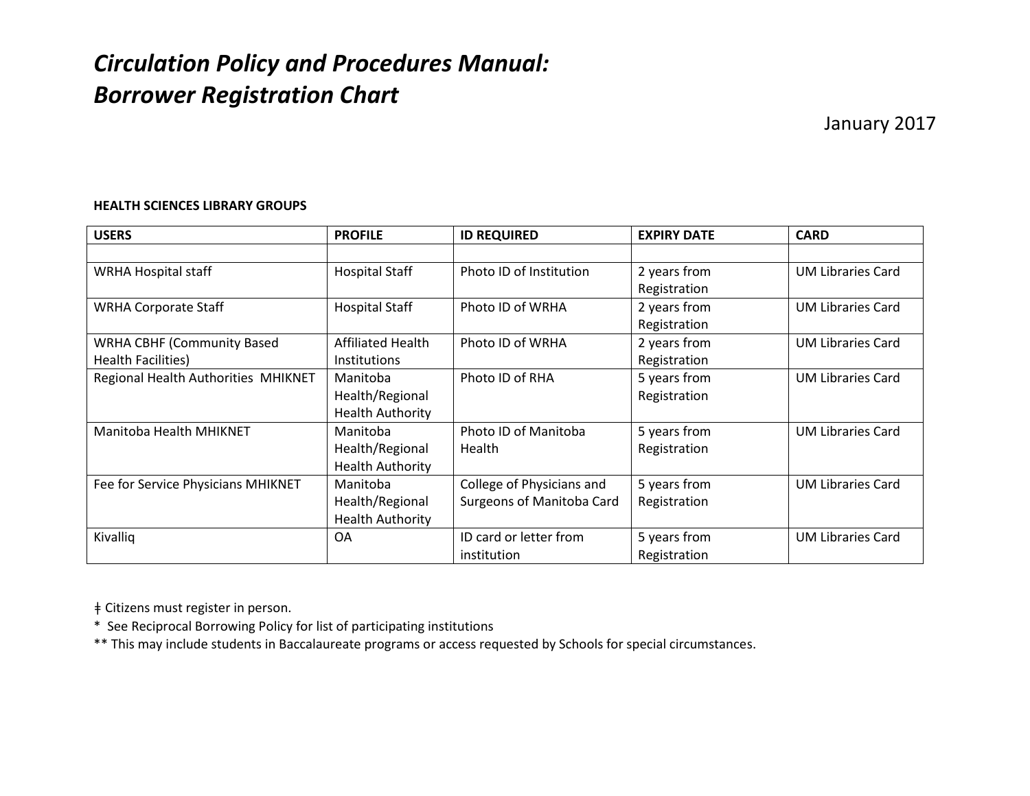# *Circulation Policy and Procedures Manual: Borrower Registration Chart*

January 2017

**HEALTH SCIENCES LIBRARY GROUPS**

| USERS | PROFILE | ID REQUIRED | EXPIRY DATE | CARD |
|---|---|---|---|---|
| | | | | |
| WRHA Hospital staff | Hospital Staff | Photo ID of Institution | 2 years from Registration | UM Libraries Card |
| WRHA Corporate Staff | Hospital Staff | Photo ID of WRHA | 2 years from Registration | UM Libraries Card |
| WRHA CBHF (Community Based Health Facilities) | Affiliated Health Institutions | Photo ID of WRHA | 2 years from Registration | UM Libraries Card |
| Regional Health Authorities MHIKNET | Manitoba Health/Regional Health Authority | Photo ID of RHA | 5 years from Registration | UM Libraries Card |
| Manitoba Health MHIKNET | Manitoba Health/Regional Health Authority | Photo ID of Manitoba Health | 5 years from Registration | UM Libraries Card |
| Fee for Service Physicians MHIKNET | Manitoba Health/Regional Health Authority | College of Physicians and Surgeons of Manitoba Card | 5 years from Registration | UM Libraries Card |
| Kivalliq | OA | ID card or letter from institution | 5 years from Registration | UM Libraries Card |

ǂ Citizens must register in person.

* See Reciprocal Borrowing Policy for list of participating institutions

** This may include students in Baccalaureate programs or access requested by Schools for special circumstances.